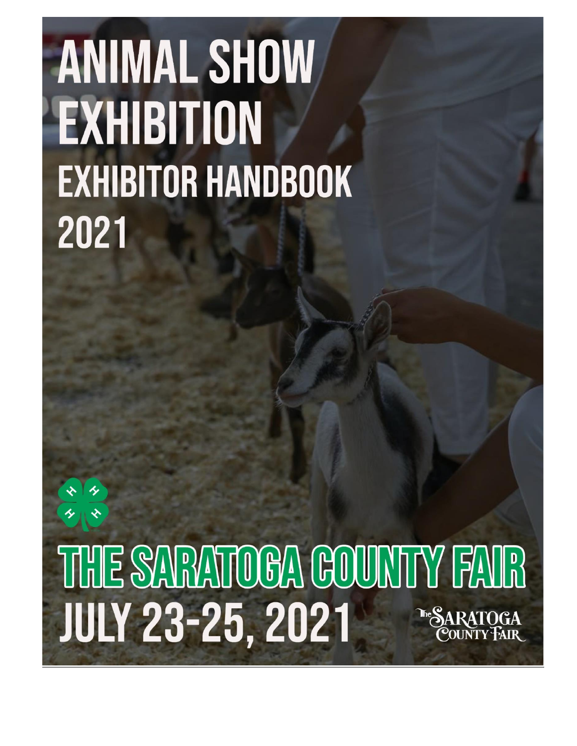# ANIMAL SHOW EXHIBITION

## EXHIBITOR HANDBOOK

## 2021

# THE SARATOGA COUNTY FAIR

## JULY 23-25, 2021

The Saratoga County Fair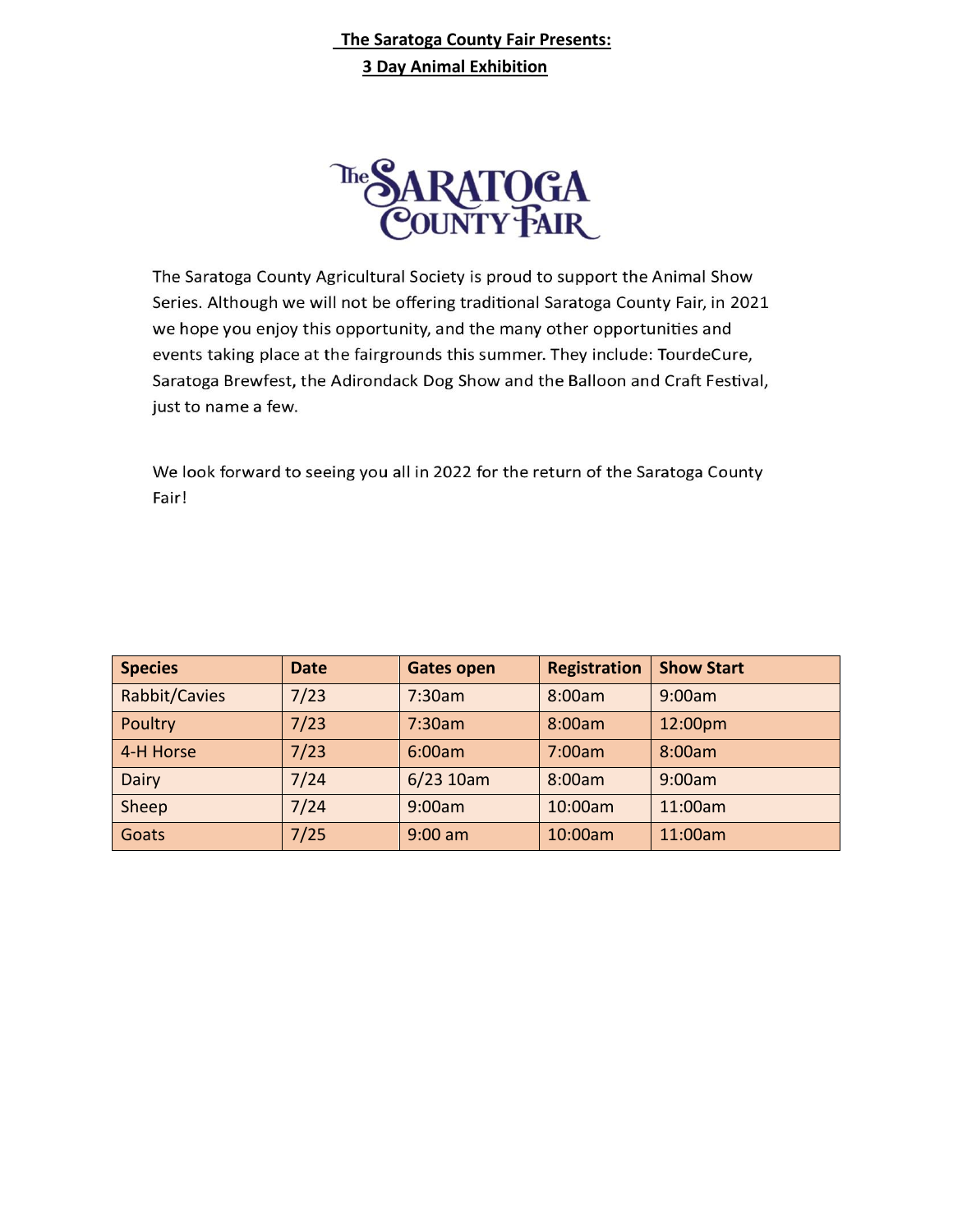**The Saratoga County Fair Presents:**

**3 Day Animal Exhibition**

The Saratoga County Fair

The Saratoga County Agricultural Society is proud to support the Animal Show Series. Although we will not be offering traditional Saratoga County Fair, in 2021 we hope you enjoy this opportunity, and the many other opportunities and events taking place at the fairgrounds this summer. They include: TourdeCure, Saratoga Brewfest, the Adirondack Dog Show and the Balloon and Craft Festival, just to name a few.

We look forward to seeing you all in 2022 for the return of the Saratoga County Fair!

| Species | Date | Gates open | Registration | Show Start |
|---|---|---|---|---|
| Rabbit/Cavies | 7/23 | 7:30am | 8:00am | 9:00am |
| Poultry | 7/23 | 7:30am | 8:00am | 12:00pm |
| 4-H Horse | 7/23 | 6:00am | 7:00am | 8:00am |
| Dairy | 7/24 | 6/23 10am | 8:00am | 9:00am |
| Sheep | 7/24 | 9:00am | 10:00am | 11:00am |
| Goats | 7/25 | 9:00 am | 10:00am | 11:00am |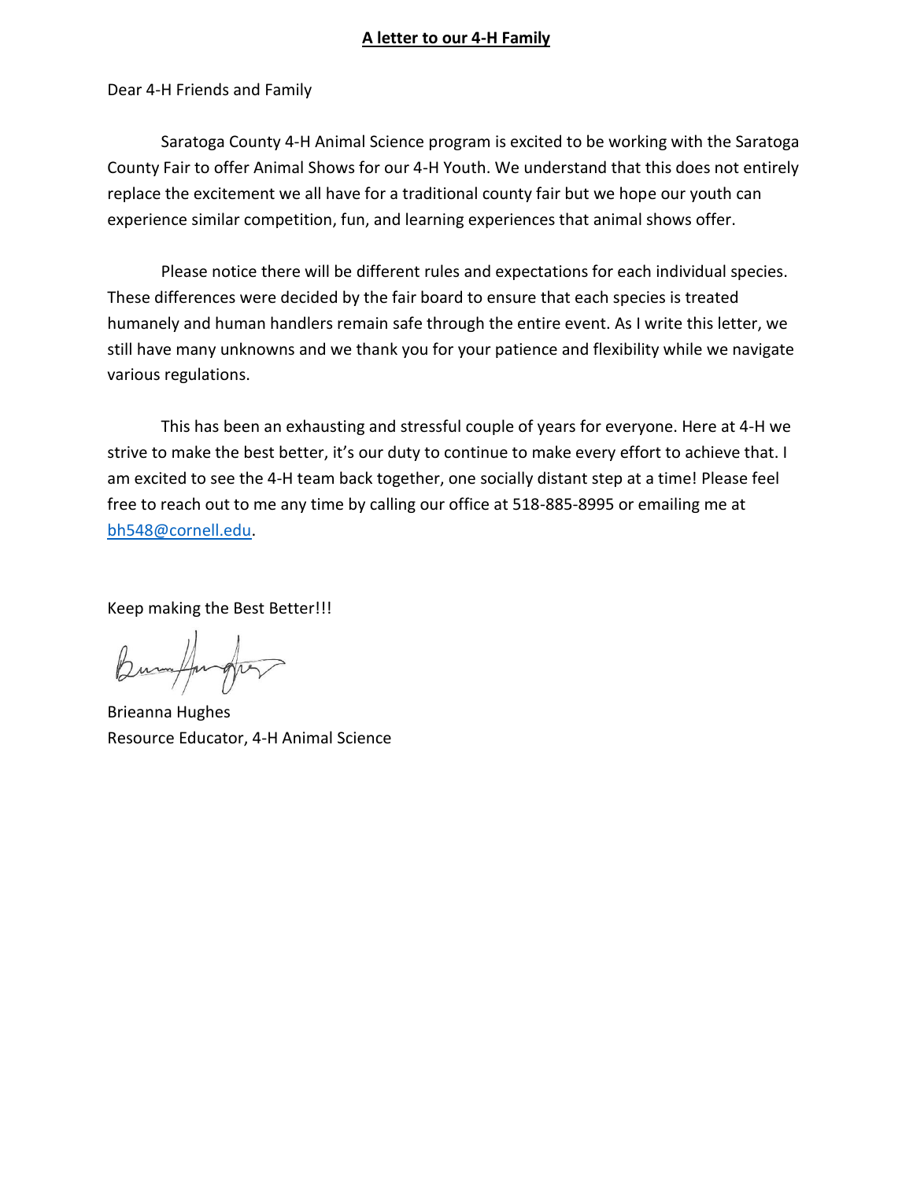**A letter to our 4-H Family**

Dear 4-H Friends and Family

Saratoga County 4-H Animal Science program is excited to be working with the Saratoga County Fair to offer Animal Shows for our 4-H Youth. We understand that this does not entirely replace the excitement we all have for a traditional county fair but we hope our youth can experience similar competition, fun, and learning experiences that animal shows offer.

Please notice there will be different rules and expectations for each individual species. These differences were decided by the fair board to ensure that each species is treated humanely and human handlers remain safe through the entire event. As I write this letter, we still have many unknowns and we thank you for your patience and flexibility while we navigate various regulations.

This has been an exhausting and stressful couple of years for everyone. Here at 4-H we strive to make the best better, it's our duty to continue to make every effort to achieve that. I am excited to see the 4-H team back together, one socially distant step at a time! Please feel free to reach out to me any time by calling our office at 518-885-8995 or emailing me at bh548@cornell.edu.

Keep making the Best Better!!!

Brieanna Hughes
Resource Educator, 4-H Animal Science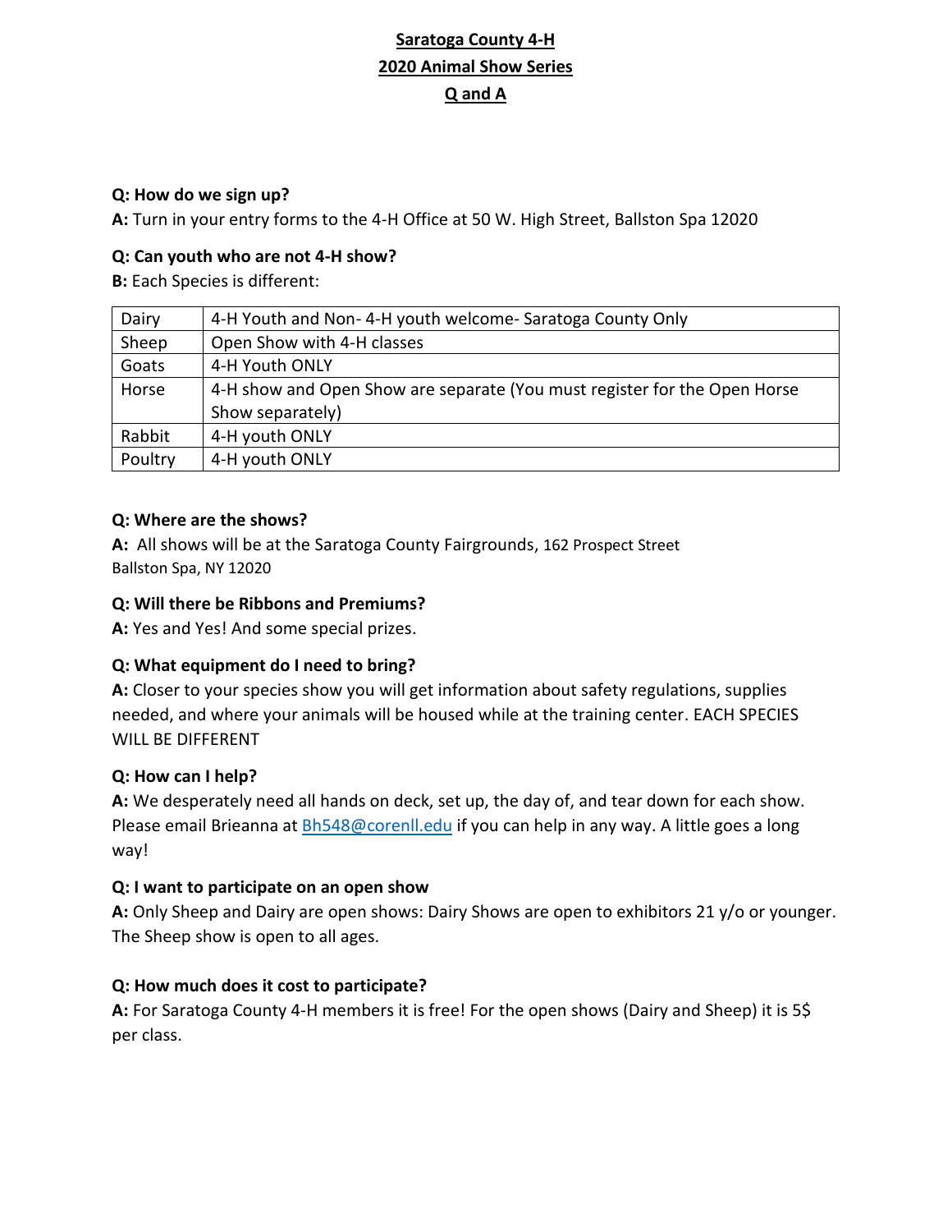# Saratoga County 4-H
## 2020 Animal Show Series
## Q and A

**Q: How do we sign up?**

**A:** Turn in your entry forms to the 4-H Office at 50 W. High Street, Ballston Spa 12020

**Q: Can youth who are not 4-H show?**

**B:** Each Species is different:

| | |
|---|---|
| Dairy | 4-H Youth and Non- 4-H youth welcome- Saratoga County Only |
| Sheep | Open Show with 4-H classes |
| Goats | 4-H Youth ONLY |
| Horse | 4-H show and Open Show are separate (You must register for the Open Horse Show separately) |
| Rabbit | 4-H youth ONLY |
| Poultry | 4-H youth ONLY |

**Q: Where are the shows?**

**A:** All shows will be at the Saratoga County Fairgrounds, 162 Prospect Street Ballston Spa, NY 12020

**Q: Will there be Ribbons and Premiums?**

**A:** Yes and Yes! And some special prizes.

**Q: What equipment do I need to bring?**

**A:** Closer to your species show you will get information about safety regulations, supplies needed, and where your animals will be housed while at the training center. EACH SPECIES WILL BE DIFFERENT

**Q: How can I help?**

**A:** We desperately need all hands on deck, set up, the day of, and tear down for each show. Please email Brieanna at Bh548@corenll.edu if you can help in any way. A little goes a long way!

**Q: I want to participate on an open show**

**A:** Only Sheep and Dairy are open shows: Dairy Shows are open to exhibitors 21 y/o or younger. The Sheep show is open to all ages.

**Q: How much does it cost to participate?**

**A:** For Saratoga County 4-H members it is free! For the open shows (Dairy and Sheep) it is 5$ per class.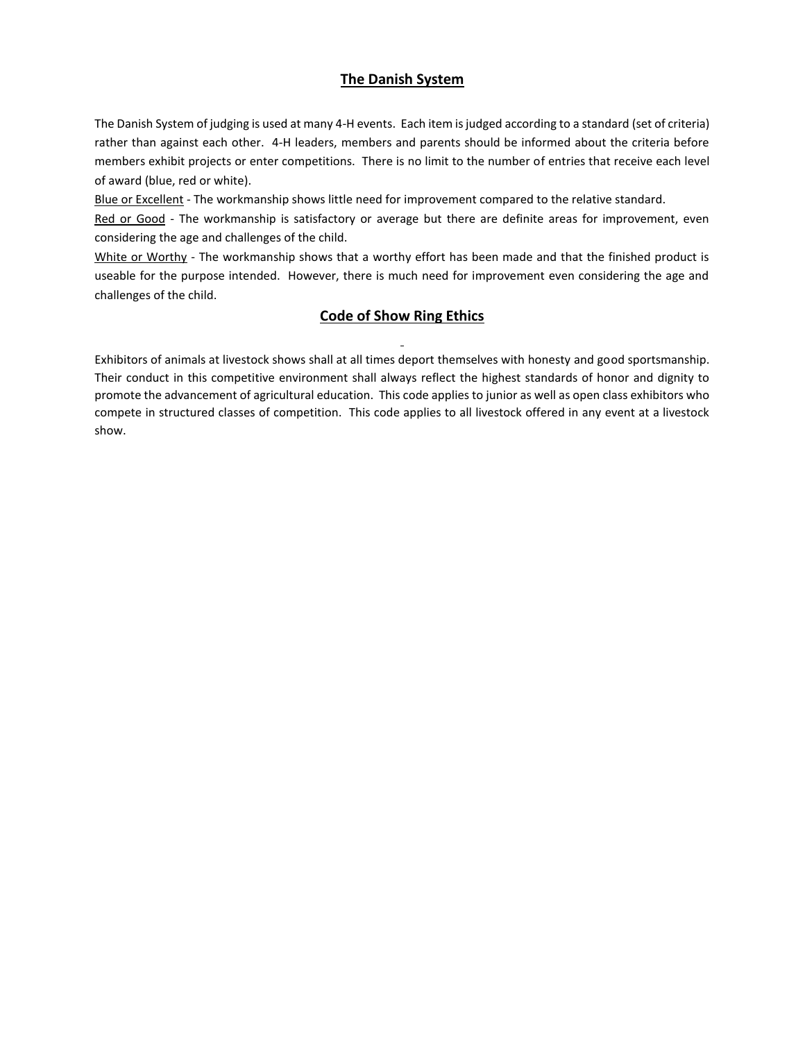## The Danish System

The Danish System of judging is used at many 4-H events. Each item is judged according to a standard (set of criteria) rather than against each other. 4-H leaders, members and parents should be informed about the criteria before members exhibit projects or enter competitions. There is no limit to the number of entries that receive each level of award (blue, red or white).

Blue or Excellent - The workmanship shows little need for improvement compared to the relative standard.

Red or Good - The workmanship is satisfactory or average but there are definite areas for improvement, even considering the age and challenges of the child.

White or Worthy - The workmanship shows that a worthy effort has been made and that the finished product is useable for the purpose intended. However, there is much need for improvement even considering the age and challenges of the child.

## Code of Show Ring Ethics

Exhibitors of animals at livestock shows shall at all times deport themselves with honesty and good sportsmanship. Their conduct in this competitive environment shall always reflect the highest standards of honor and dignity to promote the advancement of agricultural education. This code applies to junior as well as open class exhibitors who compete in structured classes of competition. This code applies to all livestock offered in any event at a livestock show.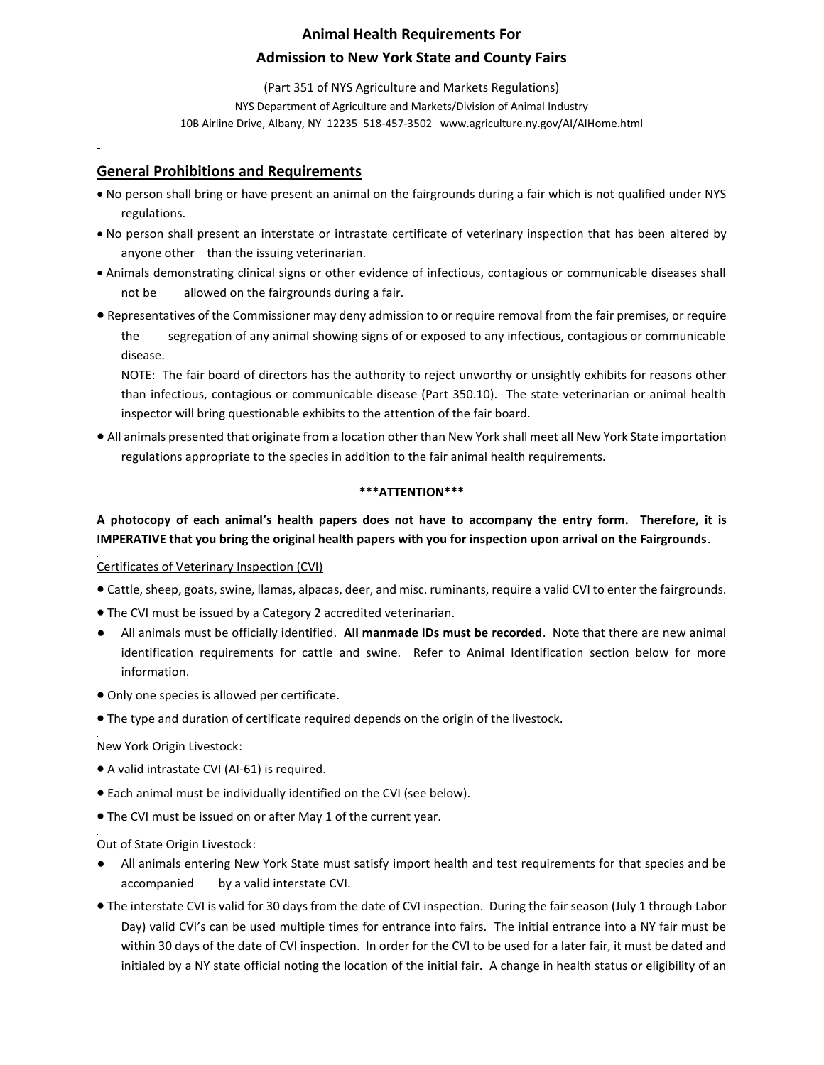# Animal Health Requirements For Admission to New York State and County Fairs

(Part 351 of NYS Agriculture and Markets Regulations)

NYS Department of Agriculture and Markets/Division of Animal Industry

10B Airline Drive, Albany, NY 12235 518-457-3502 www.agriculture.ny.gov/AI/AIHome.html

## General Prohibitions and Requirements

- No person shall bring or have present an animal on the fairgrounds during a fair which is not qualified under NYS regulations.
- No person shall present an interstate or intrastate certificate of veterinary inspection that has been altered by anyone other than the issuing veterinarian.
- Animals demonstrating clinical signs or other evidence of infectious, contagious or communicable diseases shall not be allowed on the fairgrounds during a fair.
- Representatives of the Commissioner may deny admission to or require removal from the fair premises, or require the segregation of any animal showing signs of or exposed to any infectious, contagious or communicable disease.

  NOTE: The fair board of directors has the authority to reject unworthy or unsightly exhibits for reasons other than infectious, contagious or communicable disease (Part 350.10). The state veterinarian or animal health inspector will bring questionable exhibits to the attention of the fair board.
- All animals presented that originate from a location other than New York shall meet all New York State importation regulations appropriate to the species in addition to the fair animal health requirements.

**\*\*\*ATTENTION\*\*\***

**A photocopy of each animal's health papers does not have to accompany the entry form. Therefore, it is IMPERATIVE that you bring the original health papers with you for inspection upon arrival on the Fairgrounds**.

Certificates of Veterinary Inspection (CVI)

- Cattle, sheep, goats, swine, llamas, alpacas, deer, and misc. ruminants, require a valid CVI to enter the fairgrounds.
- The CVI must be issued by a Category 2 accredited veterinarian.
- All animals must be officially identified. **All manmade IDs must be recorded**. Note that there are new animal identification requirements for cattle and swine. Refer to Animal Identification section below for more information.
- Only one species is allowed per certificate.
- The type and duration of certificate required depends on the origin of the livestock.

New York Origin Livestock:

- A valid intrastate CVI (AI-61) is required.
- Each animal must be individually identified on the CVI (see below).
- The CVI must be issued on or after May 1 of the current year.

Out of State Origin Livestock:

- All animals entering New York State must satisfy import health and test requirements for that species and be accompanied by a valid interstate CVI.
- The interstate CVI is valid for 30 days from the date of CVI inspection. During the fair season (July 1 through Labor Day) valid CVI's can be used multiple times for entrance into fairs. The initial entrance into a NY fair must be within 30 days of the date of CVI inspection. In order for the CVI to be used for a later fair, it must be dated and initialed by a NY state official noting the location of the initial fair. A change in health status or eligibility of an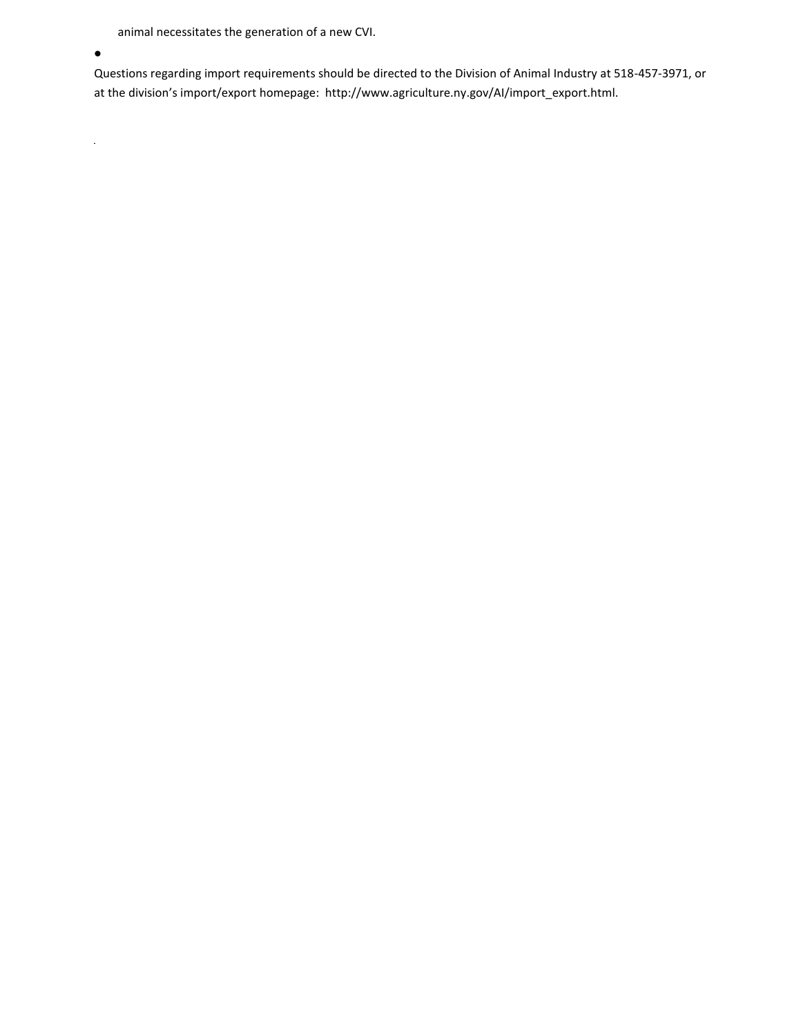animal necessitates the generation of a new CVI.

- 

Questions regarding import requirements should be directed to the Division of Animal Industry at 518-457-3971, or at the division's import/export homepage: http://www.agriculture.ny.gov/AI/import_export.html.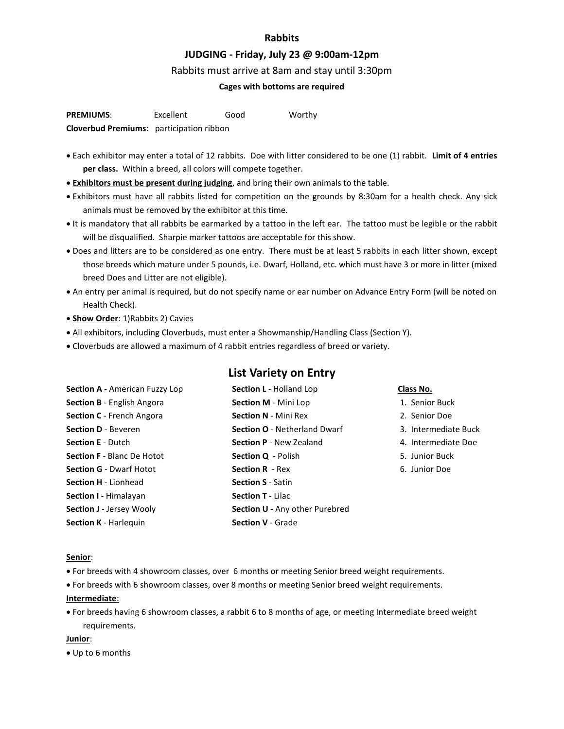# Rabbits

## JUDGING - Friday, July 23 @ 9:00am-12pm

Rabbits must arrive at 8am and stay until 3:30pm

**Cages with bottoms are required**

**PREMIUMS**: Excellent Good Worthy

**Cloverbud Premiums**: participation ribbon

- Each exhibitor may enter a total of 12 rabbits. Doe with litter considered to be one (1) rabbit. **Limit of 4 entries per class.** Within a breed, all colors will compete together.
- **<u>Exhibitors must be present during judging</u>**, and bring their own animals to the table.
- Exhibitors must have all rabbits listed for competition on the grounds by 8:30am for a health check. Any sick animals must be removed by the exhibitor at this time.
- It is mandatory that all rabbits be earmarked by a tattoo in the left ear. The tattoo must be legible or the rabbit will be disqualified. Sharpie marker tattoos are acceptable for this show.
- Does and litters are to be considered as one entry. There must be at least 5 rabbits in each litter shown, except those breeds which mature under 5 pounds, i.e. Dwarf, Holland, etc. which must have 3 or more in litter (mixed breed Does and Litter are not eligible).
- An entry per animal is required, but do not specify name or ear number on Advance Entry Form (will be noted on Health Check).
- **<u>Show Order</u>**: 1)Rabbits 2) Cavies
- All exhibitors, including Cloverbuds, must enter a Showmanship/Handling Class (Section Y).
- Cloverbuds are allowed a maximum of 4 rabbit entries regardless of breed or variety.

## List Variety on Entry

**Section A** - American Fuzzy Lop
**Section B** - English Angora
**Section C** - French Angora
**Section D** - Beveren
**Section E** - Dutch
**Section F** - Blanc De Hotot
**Section G** - Dwarf Hotot
**Section H** - Lionhead
**Section I** - Himalayan
**Section J** - Jersey Wooly
**Section K** - Harlequin
**Section L** - Holland Lop
**Section M** - Mini Lop
**Section N** - Mini Rex
**Section O** - Netherland Dwarf
**Section P** - New Zealand
**Section Q** - Polish
**Section R** - Rex
**Section S** - Satin
**Section T** - Lilac
**Section U** - Any other Purebred
**Section V** - Grade

**<u>Class No.</u>**

1. Senior Buck
2. Senior Doe
3. Intermediate Buck
4. Intermediate Doe
5. Junior Buck
6. Junior Doe

**<u>Senior</u>**:

- For breeds with 4 showroom classes, over 6 months or meeting Senior breed weight requirements.
- For breeds with 6 showroom classes, over 8 months or meeting Senior breed weight requirements.

**<u>Intermediate</u>**:

- For breeds having 6 showroom classes, a rabbit 6 to 8 months of age, or meeting Intermediate breed weight requirements.

**<u>Junior</u>**:

- Up to 6 months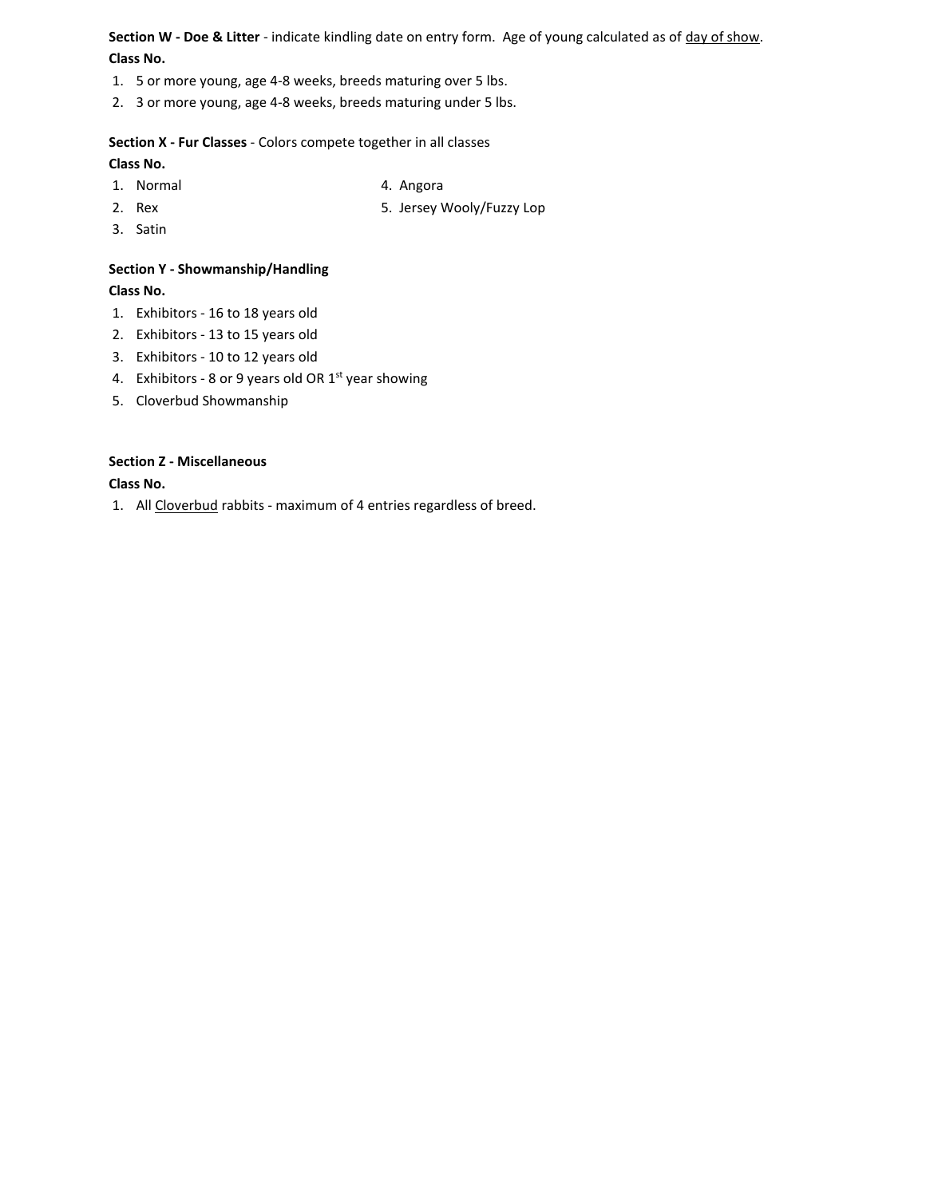**Section W - Doe & Litter** - indicate kindling date on entry form. Age of young calculated as of <u>day of show</u>.

**Class No.**

1. 5 or more young, age 4-8 weeks, breeds maturing over 5 lbs.
2. 3 or more young, age 4-8 weeks, breeds maturing under 5 lbs.

**Section X - Fur Classes** - Colors compete together in all classes

**Class No.**

1. Normal
2. Rex
3. Satin
4. Angora
5. Jersey Wooly/Fuzzy Lop

**Section Y - Showmanship/Handling**

**Class No.**

1. Exhibitors - 16 to 18 years old
2. Exhibitors - 13 to 15 years old
3. Exhibitors - 10 to 12 years old
4. Exhibitors - 8 or 9 years old OR 1st year showing
5. Cloverbud Showmanship

**Section Z - Miscellaneous**

**Class No.**

1. All <u>Cloverbud</u> rabbits - maximum of 4 entries regardless of breed.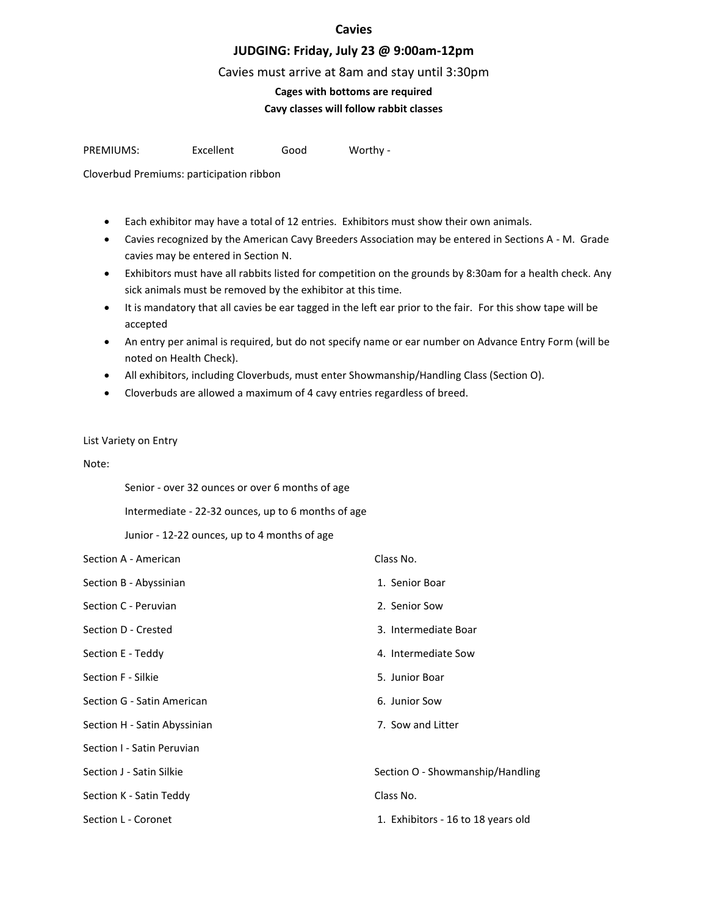# Cavies

## JUDGING: Friday, July 23 @ 9:00am-12pm

Cavies must arrive at 8am and stay until 3:30pm

**Cages with bottoms are required**

**Cavy classes will follow rabbit classes**

PREMIUMS: Excellent Good Worthy -

Cloverbud Premiums: participation ribbon

- Each exhibitor may have a total of 12 entries. Exhibitors must show their own animals.
- Cavies recognized by the American Cavy Breeders Association may be entered in Sections A - M. Grade cavies may be entered in Section N.
- Exhibitors must have all rabbits listed for competition on the grounds by 8:30am for a health check. Any sick animals must be removed by the exhibitor at this time.
- It is mandatory that all cavies be ear tagged in the left ear prior to the fair. For this show tape will be accepted
- An entry per animal is required, but do not specify name or ear number on Advance Entry Form (will be noted on Health Check).
- All exhibitors, including Cloverbuds, must enter Showmanship/Handling Class (Section O).
- Cloverbuds are allowed a maximum of 4 cavy entries regardless of breed.

List Variety on Entry

Note:

Senior - over 32 ounces or over 6 months of age

Intermediate - 22-32 ounces, up to 6 months of age

Junior - 12-22 ounces, up to 4 months of age

Section A - American

Section B - Abyssinian

Section C - Peruvian

Section D - Crested

Section E - Teddy

Section F - Silkie

Section G - Satin American

Section H - Satin Abyssinian

Section I - Satin Peruvian

Section J - Satin Silkie

Section K - Satin Teddy

Section L - Coronet

Class No.

1. Senior Boar
2. Senior Sow
3. Intermediate Boar
4. Intermediate Sow
5. Junior Boar
6. Junior Sow
7. Sow and Litter

Section O - Showmanship/Handling

Class No.

1. Exhibitors - 16 to 18 years old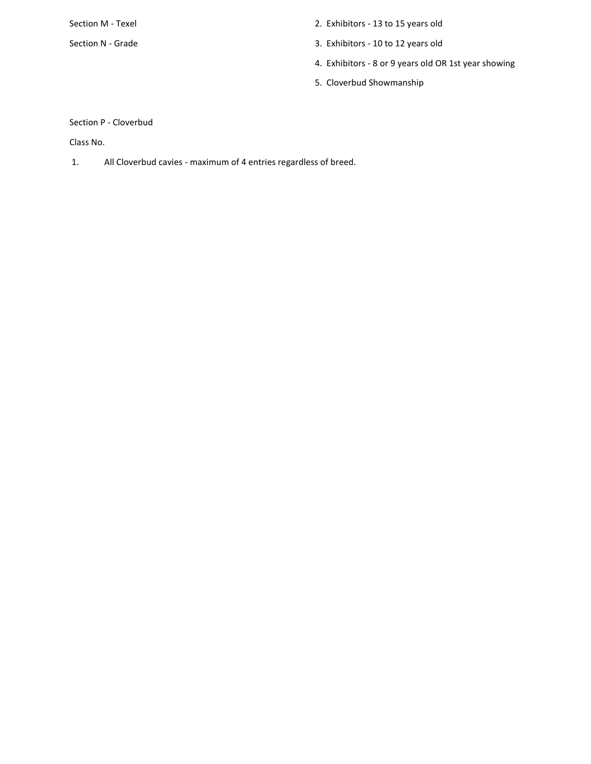Section M - Texel

Section N - Grade

2. Exhibitors - 13 to 15 years old
3. Exhibitors - 10 to 12 years old
4. Exhibitors - 8 or 9 years old OR 1st year showing
5. Cloverbud Showmanship

Section P - Cloverbud

Class No.

1. All Cloverbud cavies - maximum of 4 entries regardless of breed.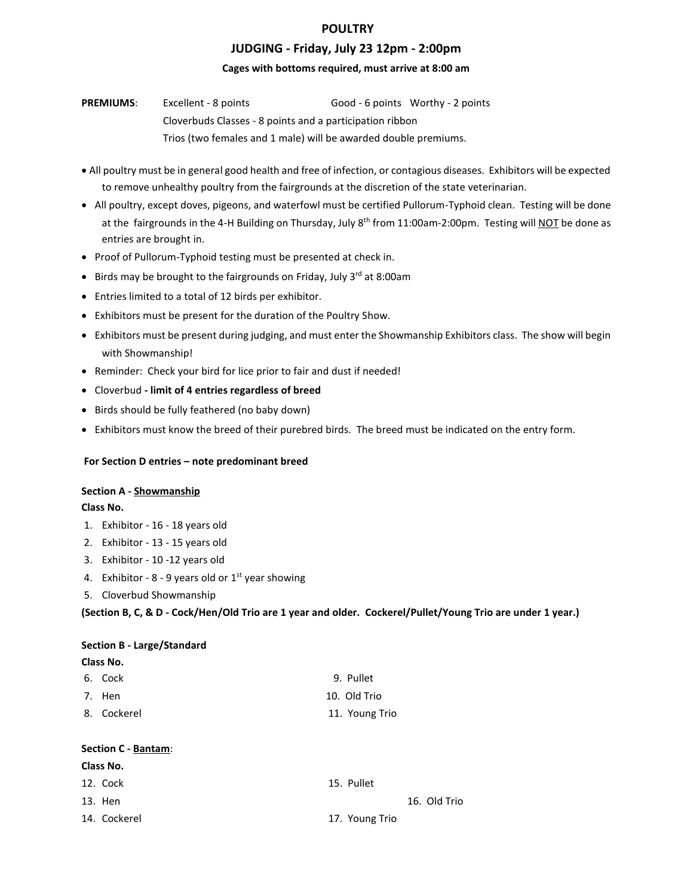# POULTRY

## JUDGING - Friday, July 23 12pm - 2:00pm

**Cages with bottoms required, must arrive at 8:00 am**

**PREMIUMS**: Excellent - 8 points Good - 6 points Worthy - 2 points
Cloverbuds Classes - 8 points and a participation ribbon
Trios (two females and 1 male) will be awarded double premiums.

- All poultry must be in general good health and free of infection, or contagious diseases. Exhibitors will be expected to remove unhealthy poultry from the fairgrounds at the discretion of the state veterinarian.
- All poultry, except doves, pigeons, and waterfowl must be certified Pullorum-Typhoid clean. Testing will be done at the fairgrounds in the 4-H Building on Thursday, July 8th from 11:00am-2:00pm. Testing will <u>NOT</u> be done as entries are brought in.
- Proof of Pullorum-Typhoid testing must be presented at check in.
- Birds may be brought to the fairgrounds on Friday, July 3rd at 8:00am
- Entries limited to a total of 12 birds per exhibitor.
- Exhibitors must be present for the duration of the Poultry Show.
- Exhibitors must be present during judging, and must enter the Showmanship Exhibitors class. The show will begin with Showmanship!
- Reminder: Check your bird for lice prior to fair and dust if needed!
- Cloverbud **- limit of 4 entries regardless of breed**
- Birds should be fully feathered (no baby down)
- Exhibitors must know the breed of their purebred birds. The breed must be indicated on the entry form.

**For Section D entries – note predominant breed**

**Section A - <u>Showmanship</u>**

**Class No.**

1. Exhibitor - 16 - 18 years old
2. Exhibitor - 13 - 15 years old
3. Exhibitor - 10 -12 years old
4. Exhibitor - 8 - 9 years old or 1st year showing
5. Cloverbud Showmanship

**(Section B, C, & D - Cock/Hen/Old Trio are 1 year and older. Cockerel/Pullet/Young Trio are under 1 year.)**

**Section B - Large/Standard**

**Class No.**

6. Cock
7. Hen
8. Cockerel
9. Pullet
10. Old Trio
11. Young Trio

**Section C - <u>Bantam</u>**:

**Class No.**

12. Cock
13. Hen
14. Cockerel
15. Pullet
16. Old Trio
17. Young Trio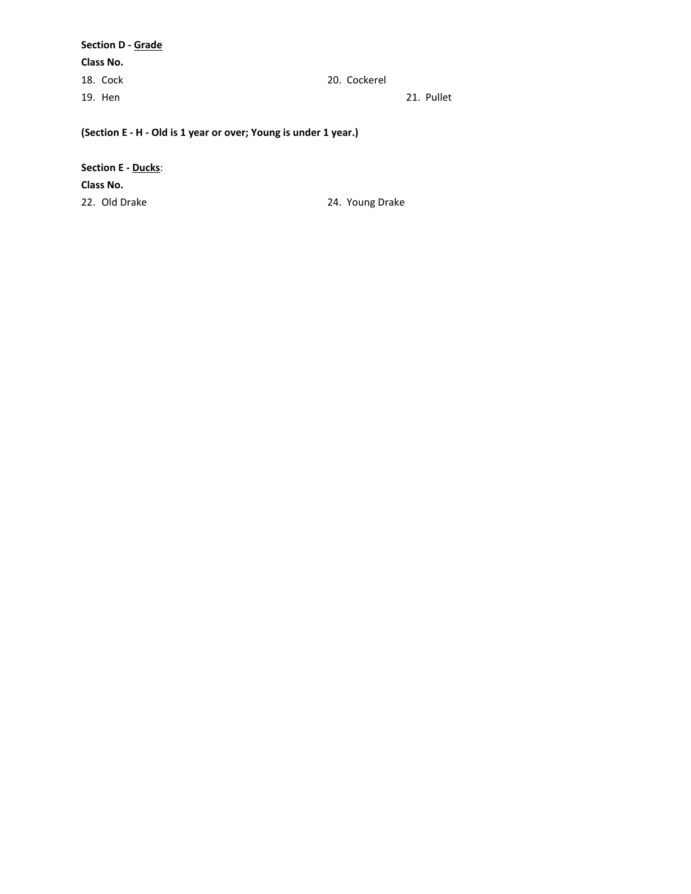**Section D - Grade**

**Class No.**

18. Cock
19. Hen
20. Cockerel
21. Pullet

**(Section E - H - Old is 1 year or over; Young is under 1 year.)**

**Section E - Ducks**:

**Class No.**

22. Old Drake
24. Young Drake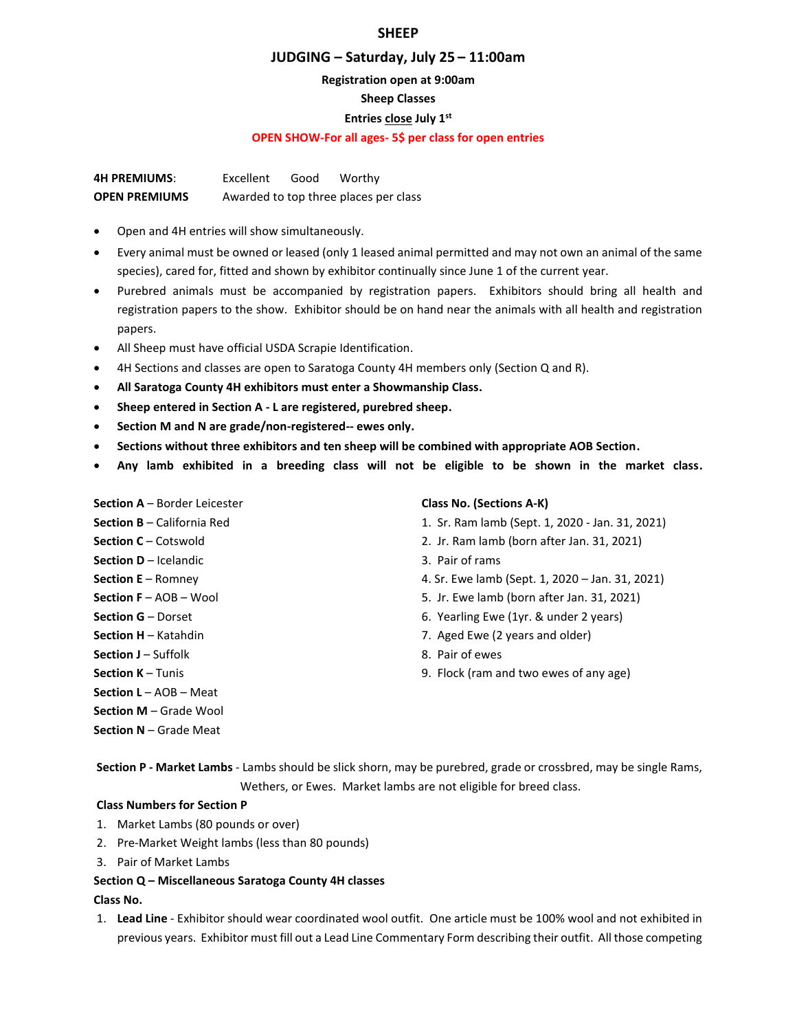# SHEEP

## JUDGING – Saturday, July 25 – 11:00am

**Registration open at 9:00am**

**Sheep Classes**

**Entries close July 1st**

**OPEN SHOW-For all ages- 5$ per class for open entries**

**4H PREMIUMS**: Excellent Good Worthy

**OPEN PREMIUMS** Awarded to top three places per class

- Open and 4H entries will show simultaneously.
- Every animal must be owned or leased (only 1 leased animal permitted and may not own an animal of the same species), cared for, fitted and shown by exhibitor continually since June 1 of the current year.
- Purebred animals must be accompanied by registration papers. Exhibitors should bring all health and registration papers to the show. Exhibitor should be on hand near the animals with all health and registration papers.
- All Sheep must have official USDA Scrapie Identification.
- 4H Sections and classes are open to Saratoga County 4H members only (Section Q and R).
- **All Saratoga County 4H exhibitors must enter a Showmanship Class.**
- **Sheep entered in Section A - L are registered, purebred sheep.**
- **Section M and N are grade/non-registered-- ewes only.**
- **Sections without three exhibitors and ten sheep will be combined with appropriate AOB Section.**
- **Any lamb exhibited in a breeding class will not be eligible to be shown in the market class.**

**Section A** – Border Leicester
**Section B** – California Red
**Section C** – Cotswold
**Section D** – Icelandic
**Section E** – Romney
**Section F** – AOB – Wool
**Section G** – Dorset
**Section H** – Katahdin
**Section J** – Suffolk
**Section K** – Tunis
**Section L** – AOB – Meat
**Section M** – Grade Wool
**Section N** – Grade Meat

**Class No. (Sections A-K)**

1. Sr. Ram lamb (Sept. 1, 2020 - Jan. 31, 2021)
2. Jr. Ram lamb (born after Jan. 31, 2021)
3. Pair of rams
4. Sr. Ewe lamb (Sept. 1, 2020 – Jan. 31, 2021)
5. Jr. Ewe lamb (born after Jan. 31, 2021)
6. Yearling Ewe (1yr. & under 2 years)
7. Aged Ewe (2 years and older)
8. Pair of ewes
9. Flock (ram and two ewes of any age)

**Section P - Market Lambs** - Lambs should be slick shorn, may be purebred, grade or crossbred, may be single Rams, Wethers, or Ewes. Market lambs are not eligible for breed class.

**Class Numbers for Section P**

1. Market Lambs (80 pounds or over)
2. Pre-Market Weight lambs (less than 80 pounds)
3. Pair of Market Lambs

**Section Q – Miscellaneous Saratoga County 4H classes**

**Class No.**

1. **Lead Line** - Exhibitor should wear coordinated wool outfit. One article must be 100% wool and not exhibited in previous years. Exhibitor must fill out a Lead Line Commentary Form describing their outfit. All those competing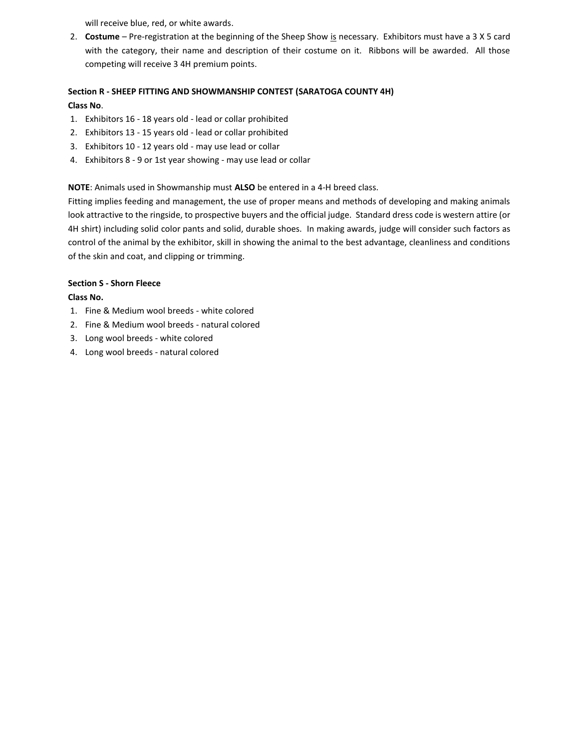will receive blue, red, or white awards.

2. **Costume** – Pre-registration at the beginning of the Sheep Show is necessary. Exhibitors must have a 3 X 5 card with the category, their name and description of their costume on it. Ribbons will be awarded. All those competing will receive 3 4H premium points.

**Section R - SHEEP FITTING AND SHOWMANSHIP CONTEST (SARATOGA COUNTY 4H)**

**Class No**.

1. Exhibitors 16 - 18 years old - lead or collar prohibited
2. Exhibitors 13 - 15 years old - lead or collar prohibited
3. Exhibitors 10 - 12 years old - may use lead or collar
4. Exhibitors 8 - 9 or 1st year showing - may use lead or collar

**NOTE**: Animals used in Showmanship must **ALSO** be entered in a 4-H breed class.

Fitting implies feeding and management, the use of proper means and methods of developing and making animals look attractive to the ringside, to prospective buyers and the official judge. Standard dress code is western attire (or 4H shirt) including solid color pants and solid, durable shoes. In making awards, judge will consider such factors as control of the animal by the exhibitor, skill in showing the animal to the best advantage, cleanliness and conditions of the skin and coat, and clipping or trimming.

**Section S - Shorn Fleece**

**Class No.**

1. Fine & Medium wool breeds - white colored
2. Fine & Medium wool breeds - natural colored
3. Long wool breeds - white colored
4. Long wool breeds - natural colored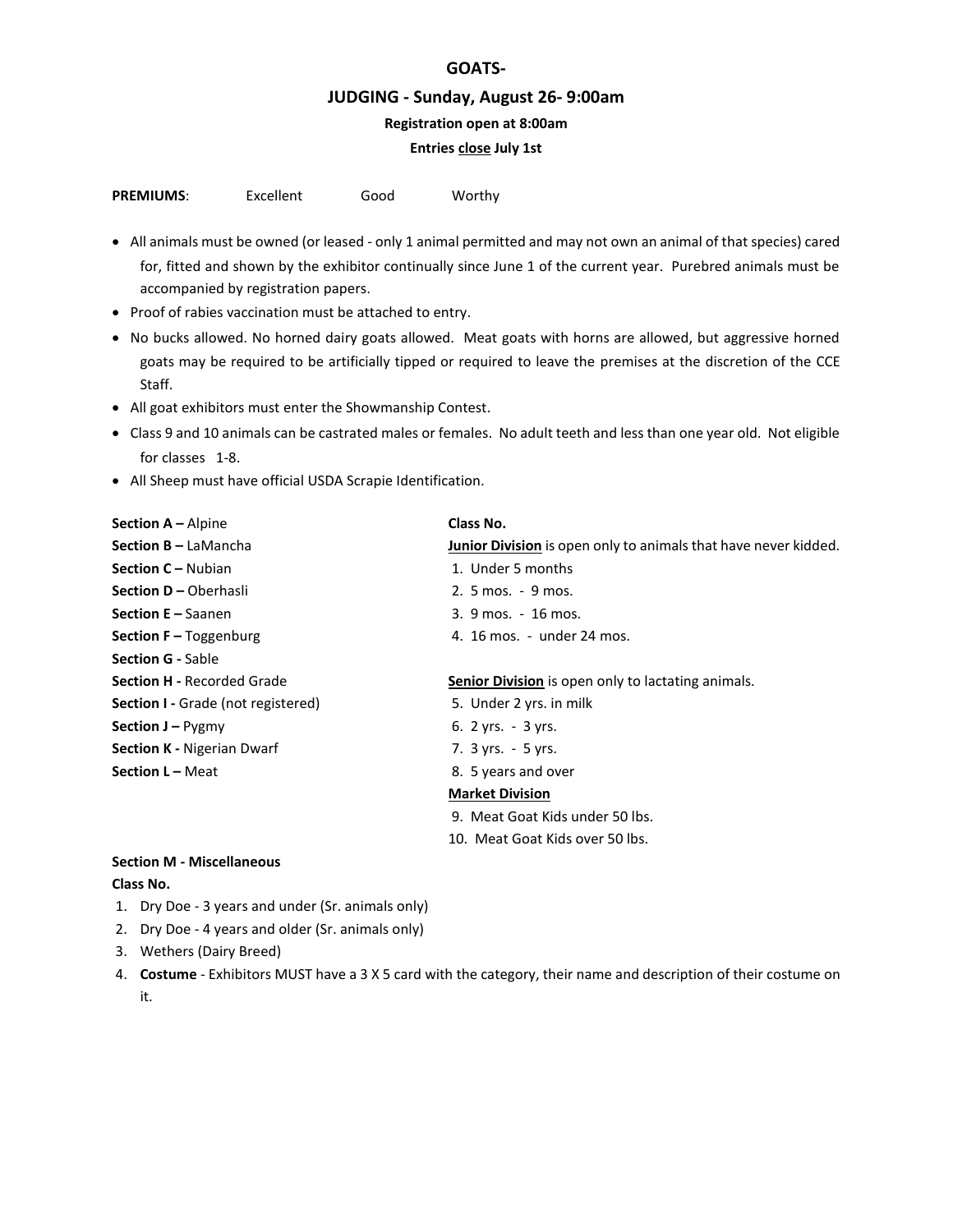# GOATS-

## JUDGING - Sunday, August 26- 9:00am

**Registration open at 8:00am**

**Entries close July 1st**

**PREMIUMS**: Excellent Good Worthy

- All animals must be owned (or leased - only 1 animal permitted and may not own an animal of that species) cared for, fitted and shown by the exhibitor continually since June 1 of the current year. Purebred animals must be accompanied by registration papers.
- Proof of rabies vaccination must be attached to entry.
- No bucks allowed. No horned dairy goats allowed. Meat goats with horns are allowed, but aggressive horned goats may be required to be artificially tipped or required to leave the premises at the discretion of the CCE Staff.
- All goat exhibitors must enter the Showmanship Contest.
- Class 9 and 10 animals can be castrated males or females. No adult teeth and less than one year old. Not eligible for classes 1-8.
- All Sheep must have official USDA Scrapie Identification.

**Section A –** Alpine
**Section B –** LaMancha
**Section C –** Nubian
**Section D –** Oberhasli
**Section E –** Saanen
**Section F –** Toggenburg
**Section G -** Sable
**Section H -** Recorded Grade
**Section I -** Grade (not registered)
**Section J –** Pygmy
**Section K -** Nigerian Dwarf
**Section L –** Meat

**Class No.**

**Junior Division** is open only to animals that have never kidded.

1. Under 5 months
2. 5 mos. - 9 mos.
3. 9 mos. - 16 mos.
4. 16 mos. - under 24 mos.

**Senior Division** is open only to lactating animals.

5. Under 2 yrs. in milk
6. 2 yrs. - 3 yrs.
7. 3 yrs. - 5 yrs.
8. 5 years and over

**Market Division**

9. Meat Goat Kids under 50 lbs.
10. Meat Goat Kids over 50 lbs.

**Section M - Miscellaneous**

**Class No.**

1. Dry Doe - 3 years and under (Sr. animals only)
2. Dry Doe - 4 years and older (Sr. animals only)
3. Wethers (Dairy Breed)
4. **Costume** - Exhibitors MUST have a 3 X 5 card with the category, their name and description of their costume on it.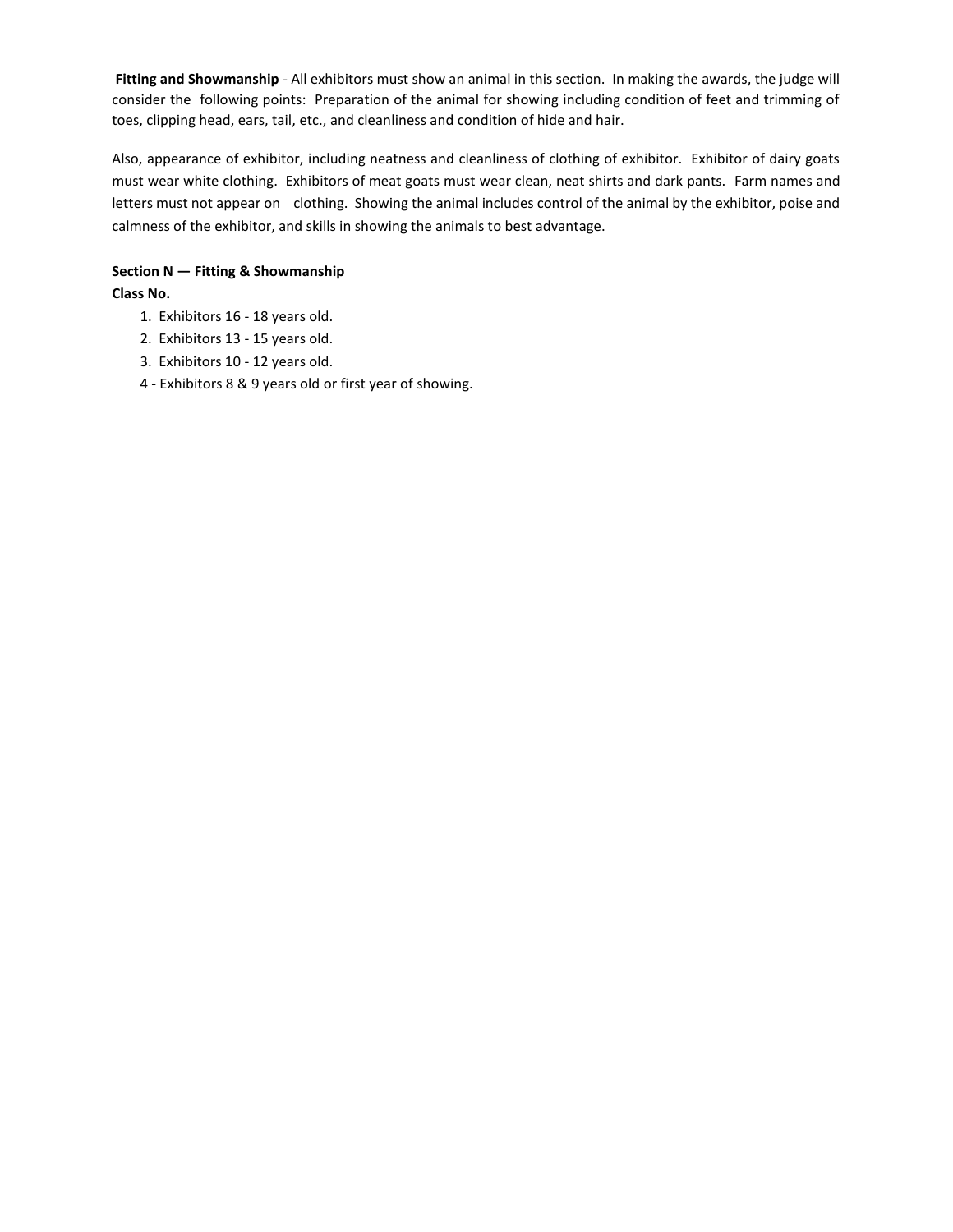**Fitting and Showmanship** - All exhibitors must show an animal in this section. In making the awards, the judge will consider the following points: Preparation of the animal for showing including condition of feet and trimming of toes, clipping head, ears, tail, etc., and cleanliness and condition of hide and hair.

Also, appearance of exhibitor, including neatness and cleanliness of clothing of exhibitor. Exhibitor of dairy goats must wear white clothing. Exhibitors of meat goats must wear clean, neat shirts and dark pants. Farm names and letters must not appear on clothing. Showing the animal includes control of the animal by the exhibitor, poise and calmness of the exhibitor, and skills in showing the animals to best advantage.

**Section N — Fitting & Showmanship**
**Class No.**

1. Exhibitors 16 - 18 years old.
2. Exhibitors 13 - 15 years old.
3. Exhibitors 10 - 12 years old.

4 - Exhibitors 8 & 9 years old or first year of showing.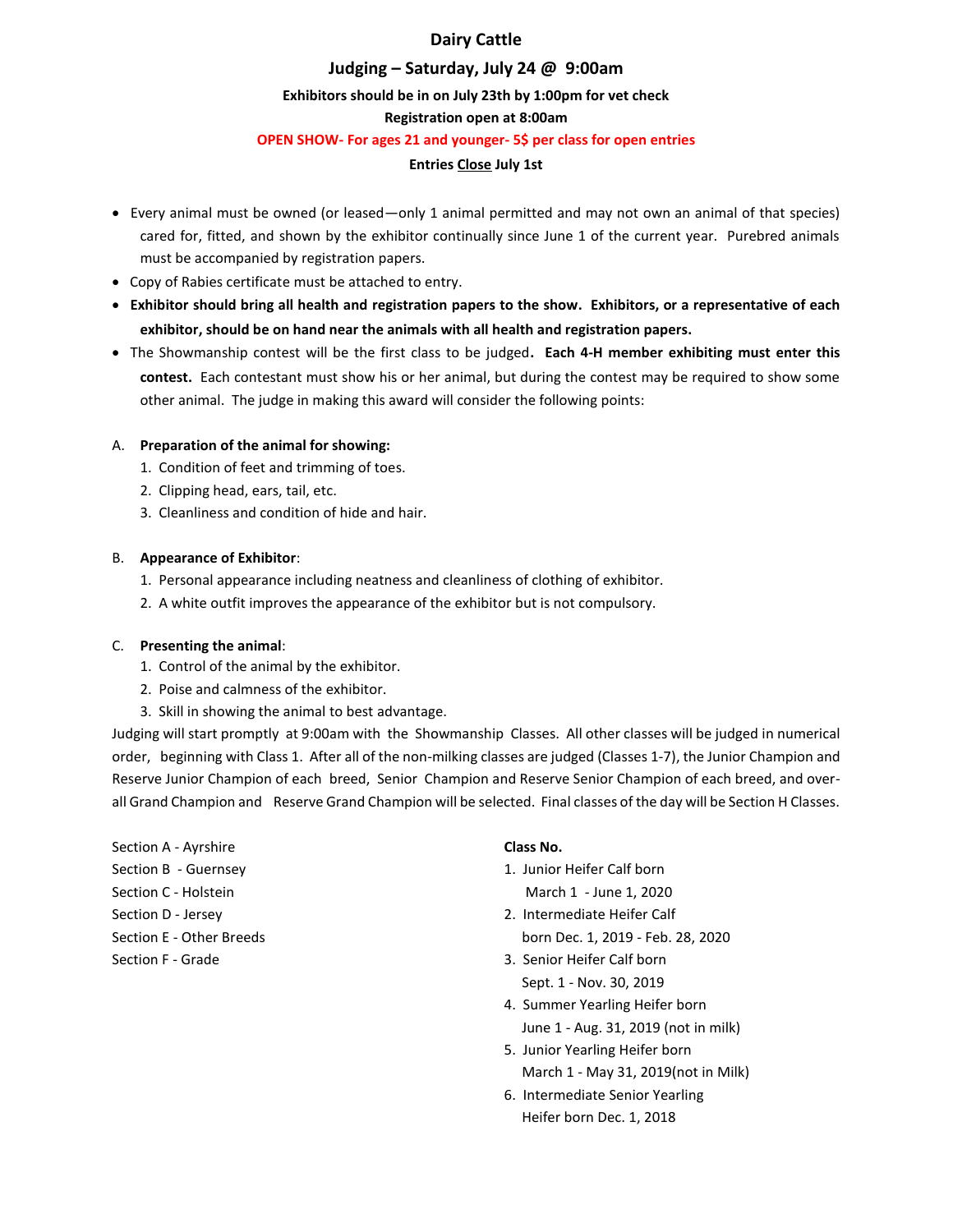# Dairy Cattle

## Judging – Saturday, July 24 @ 9:00am

**Exhibitors should be in on July 23th by 1:00pm for vet check**

**Registration open at 8:00am**

**OPEN SHOW- For ages 21 and younger- 5$ per class for open entries**

**Entries Close July 1st**

- Every animal must be owned (or leased—only 1 animal permitted and may not own an animal of that species) cared for, fitted, and shown by the exhibitor continually since June 1 of the current year. Purebred animals must be accompanied by registration papers.
- Copy of Rabies certificate must be attached to entry.
- **Exhibitor should bring all health and registration papers to the show. Exhibitors, or a representative of each exhibitor, should be on hand near the animals with all health and registration papers.**
- The Showmanship contest will be the first class to be judged**. Each 4-H member exhibiting must enter this contest.** Each contestant must show his or her animal, but during the contest may be required to show some other animal. The judge in making this award will consider the following points:

A. **Preparation of the animal for showing:**
   1. Condition of feet and trimming of toes.
   2. Clipping head, ears, tail, etc.
   3. Cleanliness and condition of hide and hair.

B. **Appearance of Exhibitor**:
   1. Personal appearance including neatness and cleanliness of clothing of exhibitor.
   2. A white outfit improves the appearance of the exhibitor but is not compulsory.

C. **Presenting the animal**:
   1. Control of the animal by the exhibitor.
   2. Poise and calmness of the exhibitor.
   3. Skill in showing the animal to best advantage.

Judging will start promptly at 9:00am with the Showmanship Classes. All other classes will be judged in numerical order, beginning with Class 1. After all of the non-milking classes are judged (Classes 1-7), the Junior Champion and Reserve Junior Champion of each breed, Senior Champion and Reserve Senior Champion of each breed, and over-all Grand Champion and Reserve Grand Champion will be selected. Final classes of the day will be Section H Classes.

Section A - Ayrshire
Section B - Guernsey
Section C - Holstein
Section D - Jersey
Section E - Other Breeds
Section F - Grade

**Class No.**

1. Junior Heifer Calf born March 1 - June 1, 2020
2. Intermediate Heifer Calf born Dec. 1, 2019 - Feb. 28, 2020
3. Senior Heifer Calf born Sept. 1 - Nov. 30, 2019
4. Summer Yearling Heifer born June 1 - Aug. 31, 2019 (not in milk)
5. Junior Yearling Heifer born March 1 - May 31, 2019(not in Milk)
6. Intermediate Senior Yearling Heifer born Dec. 1, 2018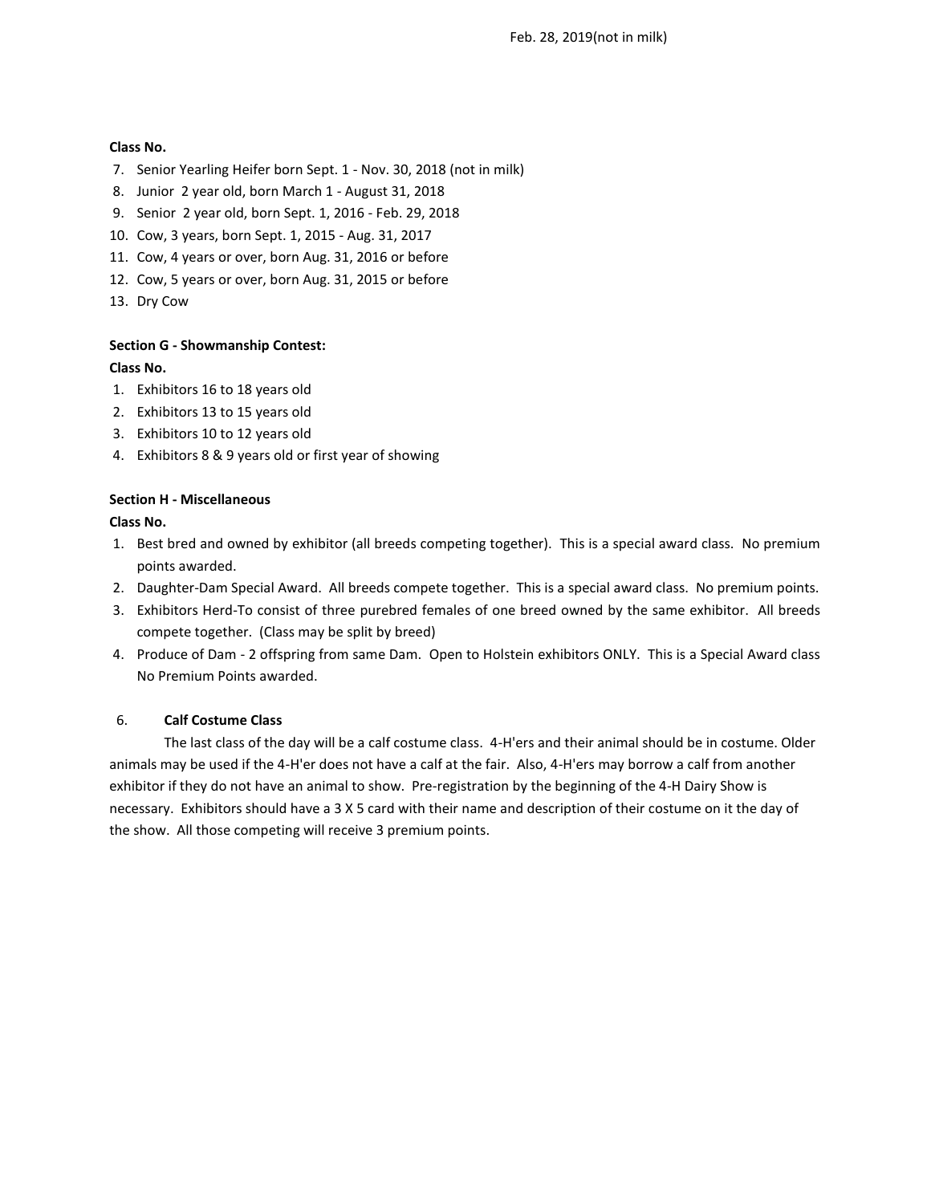Feb. 28, 2019(not in milk)

**Class No.**

7. Senior Yearling Heifer born Sept. 1 - Nov. 30, 2018 (not in milk)
8. Junior 2 year old, born March 1 - August 31, 2018
9. Senior 2 year old, born Sept. 1, 2016 - Feb. 29, 2018
10. Cow, 3 years, born Sept. 1, 2015 - Aug. 31, 2017
11. Cow, 4 years or over, born Aug. 31, 2016 or before
12. Cow, 5 years or over, born Aug. 31, 2015 or before
13. Dry Cow

**Section G - Showmanship Contest:**

**Class No.**

1. Exhibitors 16 to 18 years old
2. Exhibitors 13 to 15 years old
3. Exhibitors 10 to 12 years old
4. Exhibitors 8 & 9 years old or first year of showing

**Section H - Miscellaneous**

**Class No.**

1. Best bred and owned by exhibitor (all breeds competing together). This is a special award class. No premium points awarded.
2. Daughter-Dam Special Award. All breeds compete together. This is a special award class. No premium points.
3. Exhibitors Herd-To consist of three purebred females of one breed owned by the same exhibitor. All breeds compete together. (Class may be split by breed)
4. Produce of Dam - 2 offspring from same Dam. Open to Holstein exhibitors ONLY. This is a Special Award class No Premium Points awarded.

6. **Calf Costume Class**

The last class of the day will be a calf costume class. 4-H'ers and their animal should be in costume. Older animals may be used if the 4-H'er does not have a calf at the fair. Also, 4-H'ers may borrow a calf from another exhibitor if they do not have an animal to show. Pre-registration by the beginning of the 4-H Dairy Show is necessary. Exhibitors should have a 3 X 5 card with their name and description of their costume on it the day of the show. All those competing will receive 3 premium points.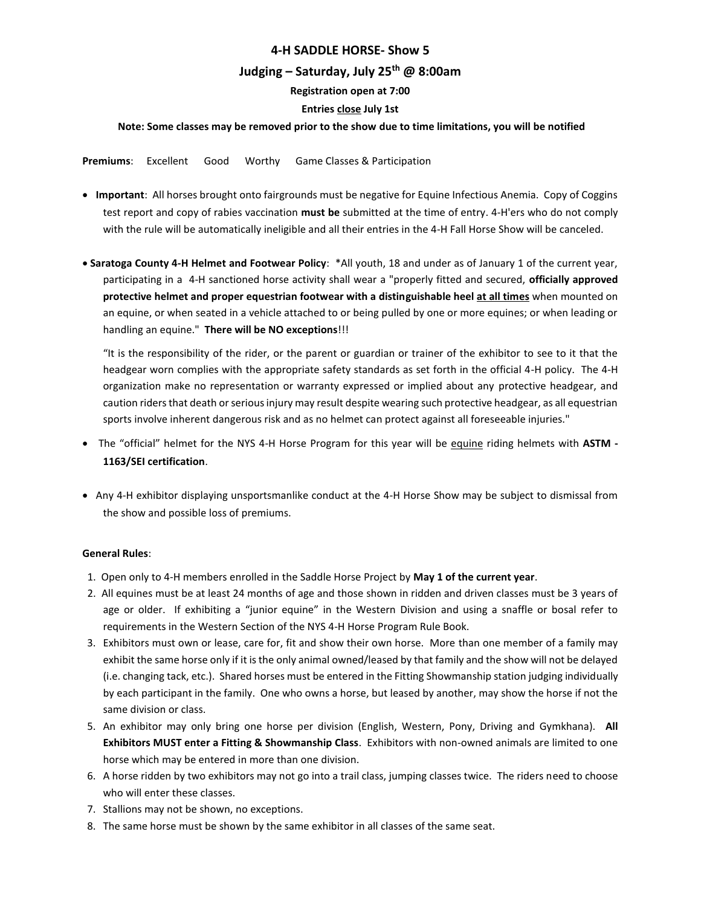# 4-H SADDLE HORSE- Show 5

## Judging – Saturday, July 25th @ 8:00am

**Registration open at 7:00**

**Entries close July 1st**

**Note: Some classes may be removed prior to the show due to time limitations, you will be notified**

**Premiums**: Excellent Good Worthy Game Classes & Participation

- **Important**: All horses brought onto fairgrounds must be negative for Equine Infectious Anemia. Copy of Coggins test report and copy of rabies vaccination **must be** submitted at the time of entry. 4-H'ers who do not comply with the rule will be automatically ineligible and all their entries in the 4-H Fall Horse Show will be canceled.

- **Saratoga County 4-H Helmet and Footwear Policy**: *All youth, 18 and under as of January 1 of the current year, participating in a 4-H sanctioned horse activity shall wear a "properly fitted and secured, **officially approved protective helmet and proper equestrian footwear with a distinguishable heel <u>at all times</u>** when mounted on an equine, or when seated in a vehicle attached to or being pulled by one or more equines; or when leading or handling an equine." **There will be NO exceptions**!!!

  "It is the responsibility of the rider, or the parent or guardian or trainer of the exhibitor to see to it that the headgear worn complies with the appropriate safety standards as set forth in the official 4-H policy. The 4-H organization make no representation or warranty expressed or implied about any protective headgear, and caution riders that death or serious injury may result despite wearing such protective headgear, as all equestrian sports involve inherent dangerous risk and as no helmet can protect against all foreseeable injuries."

- The "official" helmet for the NYS 4-H Horse Program for this year will be <u>equine</u> riding helmets with **ASTM - 1163/SEI certification**.

- Any 4-H exhibitor displaying unsportsmanlike conduct at the 4-H Horse Show may be subject to dismissal from the show and possible loss of premiums.

**General Rules**:

1. Open only to 4-H members enrolled in the Saddle Horse Project by **May 1 of the current year**.
2. All equines must be at least 24 months of age and those shown in ridden and driven classes must be 3 years of age or older. If exhibiting a "junior equine" in the Western Division and using a snaffle or bosal refer to requirements in the Western Section of the NYS 4-H Horse Program Rule Book.
3. Exhibitors must own or lease, care for, fit and show their own horse. More than one member of a family may exhibit the same horse only if it is the only animal owned/leased by that family and the show will not be delayed (i.e. changing tack, etc.). Shared horses must be entered in the Fitting Showmanship station judging individually by each participant in the family. One who owns a horse, but leased by another, may show the horse if not the same division or class.
5. An exhibitor may only bring one horse per division (English, Western, Pony, Driving and Gymkhana). **All Exhibitors MUST enter a Fitting & Showmanship Class**. Exhibitors with non-owned animals are limited to one horse which may be entered in more than one division.
6. A horse ridden by two exhibitors may not go into a trail class, jumping classes twice. The riders need to choose who will enter these classes.
7. Stallions may not be shown, no exceptions.
8. The same horse must be shown by the same exhibitor in all classes of the same seat.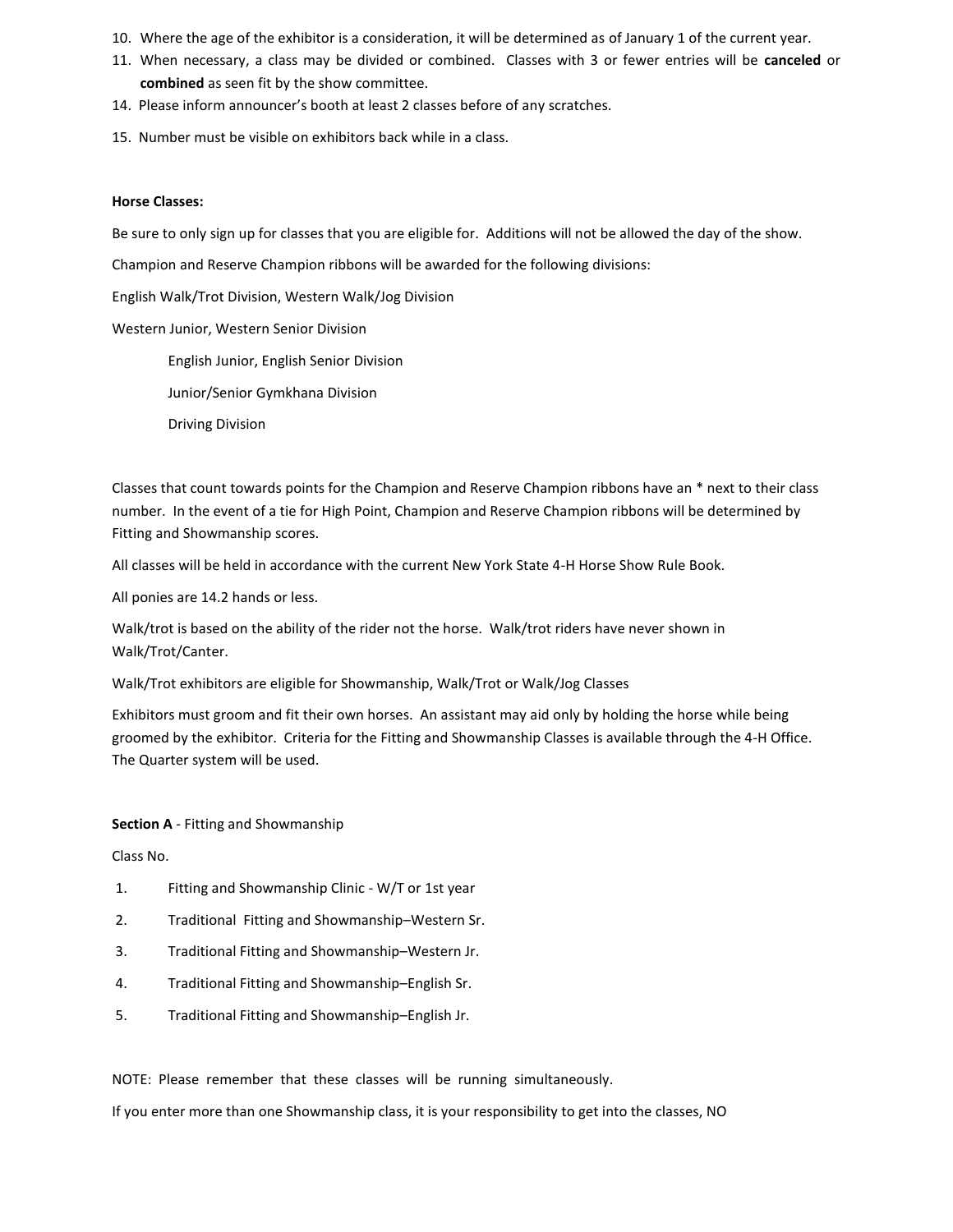10. Where the age of the exhibitor is a consideration, it will be determined as of January 1 of the current year.
11. When necessary, a class may be divided or combined. Classes with 3 or fewer entries will be **canceled** or **combined** as seen fit by the show committee.
14. Please inform announcer's booth at least 2 classes before of any scratches.
15. Number must be visible on exhibitors back while in a class.

**Horse Classes:**

Be sure to only sign up for classes that you are eligible for. Additions will not be allowed the day of the show.

Champion and Reserve Champion ribbons will be awarded for the following divisions:

English Walk/Trot Division, Western Walk/Jog Division

Western Junior, Western Senior Division

English Junior, English Senior Division

Junior/Senior Gymkhana Division

Driving Division

Classes that count towards points for the Champion and Reserve Champion ribbons have an * next to their class number. In the event of a tie for High Point, Champion and Reserve Champion ribbons will be determined by Fitting and Showmanship scores.

All classes will be held in accordance with the current New York State 4-H Horse Show Rule Book.

All ponies are 14.2 hands or less.

Walk/trot is based on the ability of the rider not the horse. Walk/trot riders have never shown in Walk/Trot/Canter.

Walk/Trot exhibitors are eligible for Showmanship, Walk/Trot or Walk/Jog Classes

Exhibitors must groom and fit their own horses. An assistant may aid only by holding the horse while being groomed by the exhibitor. Criteria for the Fitting and Showmanship Classes is available through the 4-H Office. The Quarter system will be used.

**Section A** - Fitting and Showmanship

Class No.

1. Fitting and Showmanship Clinic - W/T or 1st year
2. Traditional Fitting and Showmanship–Western Sr.
3. Traditional Fitting and Showmanship–Western Jr.
4. Traditional Fitting and Showmanship–English Sr.
5. Traditional Fitting and Showmanship–English Jr.

NOTE: Please remember that these classes will be running simultaneously.

If you enter more than one Showmanship class, it is your responsibility to get into the classes, NO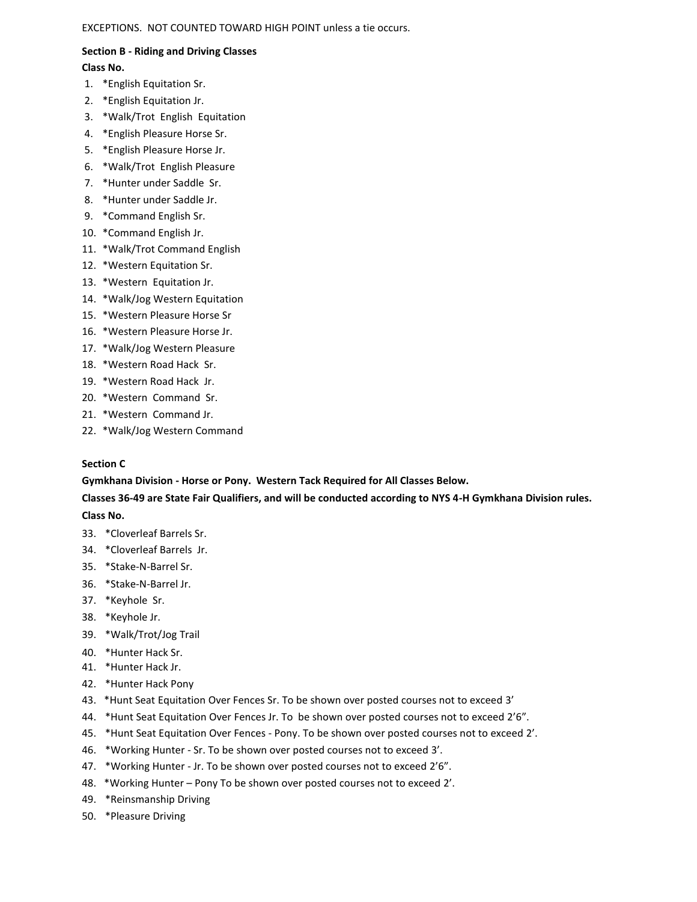EXCEPTIONS.  NOT COUNTED TOWARD HIGH POINT unless a tie occurs.

**Section B - Riding and Driving Classes**

**Class No.**

1. *English Equitation Sr.
2. *English Equitation Jr.
3. *Walk/Trot  English  Equitation
4. *English Pleasure Horse Sr.
5. *English Pleasure Horse Jr.
6. *Walk/Trot  English Pleasure
7. *Hunter under Saddle  Sr.
8. *Hunter under Saddle Jr.
9. *Command English Sr.
10. *Command English Jr.
11. *Walk/Trot Command English
12. *Western Equitation Sr.
13. *Western  Equitation Jr.
14. *Walk/Jog Western Equitation
15. *Western Pleasure Horse Sr
16. *Western Pleasure Horse Jr.
17. *Walk/Jog Western Pleasure
18. *Western Road Hack  Sr.
19. *Western Road Hack  Jr.
20. *Western  Command  Sr.
21. *Western  Command Jr.
22. *Walk/Jog Western Command

**Section C**

**Gymkhana Division - Horse or Pony.  Western Tack Required for All Classes Below.**

**Classes 36-49 are State Fair Qualifiers, and will be conducted according to NYS 4-H Gymkhana Division rules.**

**Class No.**

33. *Cloverleaf Barrels Sr.
34. *Cloverleaf Barrels  Jr.
35. *Stake-N-Barrel Sr.
36. *Stake-N-Barrel Jr.
37. *Keyhole  Sr.
38. *Keyhole Jr.
39. *Walk/Trot/Jog Trail
40. *Hunter Hack Sr.
41. *Hunter Hack Jr.
42. *Hunter Hack Pony
43. *Hunt Seat Equitation Over Fences Sr. To be shown over posted courses not to exceed 3'
44. *Hunt Seat Equitation Over Fences Jr. To  be shown over posted courses not to exceed 2'6".
45. *Hunt Seat Equitation Over Fences - Pony. To be shown over posted courses not to exceed 2'.
46. *Working Hunter - Sr. To be shown over posted courses not to exceed 3'.
47. *Working Hunter - Jr. To be shown over posted courses not to exceed 2'6".
48. *Working Hunter – Pony To be shown over posted courses not to exceed 2'.
49. *Reinsmanship Driving
50. *Pleasure Driving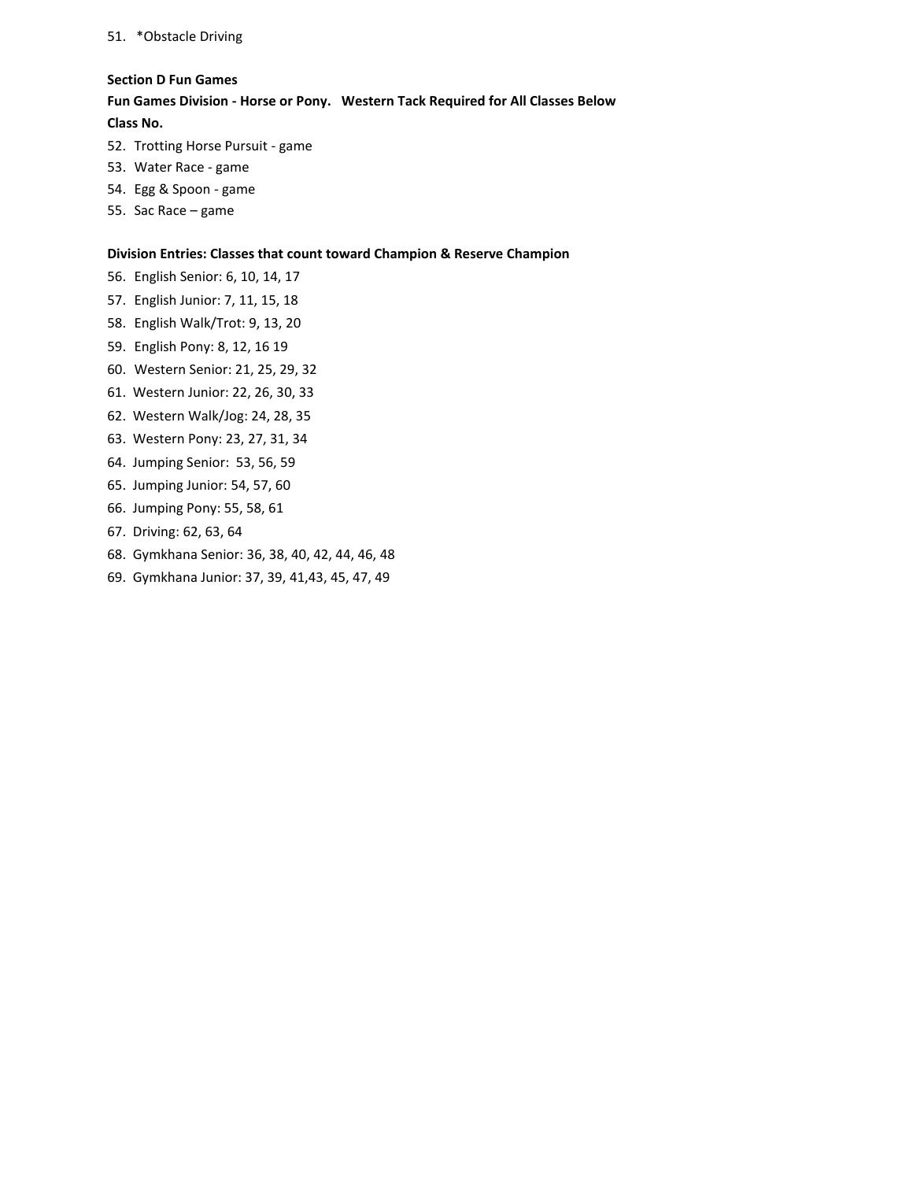51. *Obstacle Driving

**Section D Fun Games**

**Fun Games Division - Horse or Pony. Western Tack Required for All Classes Below**

**Class No.**

52. Trotting Horse Pursuit - game
53. Water Race - game
54. Egg & Spoon - game
55. Sac Race – game

**Division Entries: Classes that count toward Champion & Reserve Champion**

56. English Senior: 6, 10, 14, 17
57. English Junior: 7, 11, 15, 18
58. English Walk/Trot: 9, 13, 20
59. English Pony: 8, 12, 16 19
60. Western Senior: 21, 25, 29, 32
61. Western Junior: 22, 26, 30, 33
62. Western Walk/Jog: 24, 28, 35
63. Western Pony: 23, 27, 31, 34
64. Jumping Senior: 53, 56, 59
65. Jumping Junior: 54, 57, 60
66. Jumping Pony: 55, 58, 61
67. Driving: 62, 63, 64
68. Gymkhana Senior: 36, 38, 40, 42, 44, 46, 48
69. Gymkhana Junior: 37, 39, 41,43, 45, 47, 49